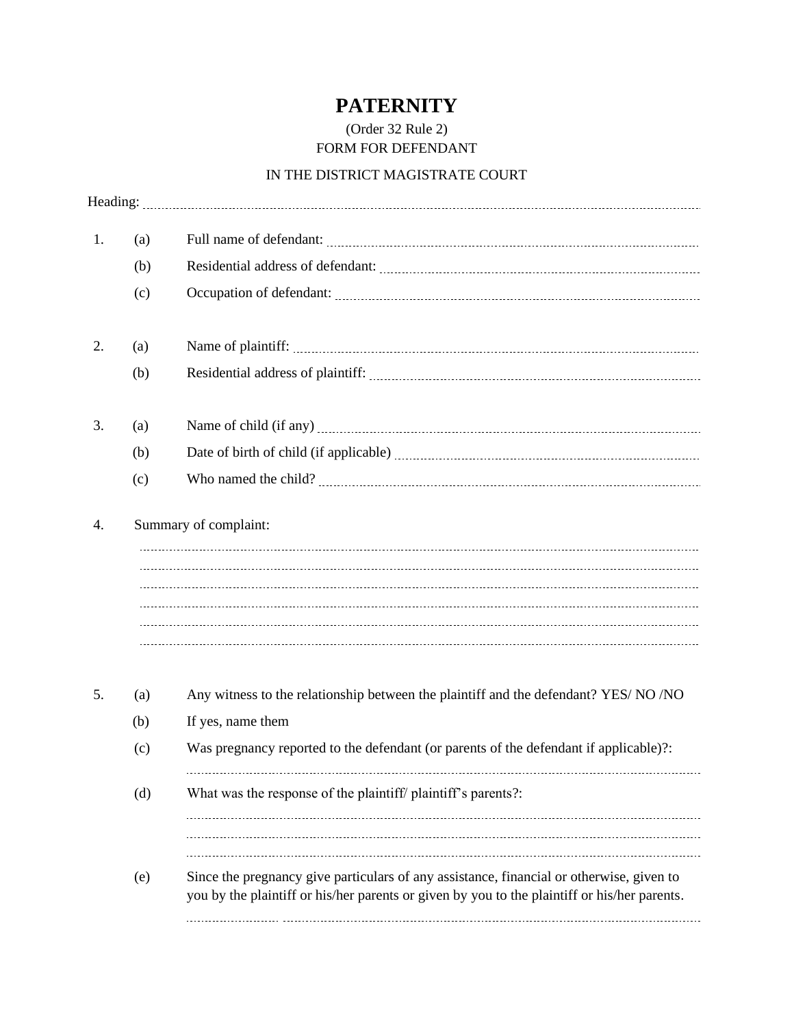# PATERNITY

(Order 32 Rule 2)

FORM FOR DEFENDANT

IN THE DISTRICT MAGISTRATE COURT

Heading: ..............................................................................................................................

1. (a) Full name of defendant: ..............................................................................................

   (b) Residential address of defendant: ................................................................................

   (c) Occupation of defendant: ............................................................................................

2. (a) Name of plaintiff: ......................................................................................................

   (b) Residential address of plaintiff: ....................................................................................

3. (a) Name of child (if any) ..................................................................................................

   (b) Date of birth of child (if applicable) ...............................................................................

   (c) Who named the child? ..................................................................................................

4. Summary of complaint:

   ..........................................................................................................................................

   ..........................................................................................................................................

   ..........................................................................................................................................

   ..........................................................................................................................................

   ..........................................................................................................................................

   ..........................................................................................................................................

5. (a) Any witness to the relationship between the plaintiff and the defendant? YES/ NO /NO

   (b) If yes, name them

   (c) Was pregnancy reported to the defendant (or parents of the defendant if applicable)?:

   ..........................................................................................................................................

   (d) What was the response of the plaintiff/ plaintiff's parents?:

   ..........................................................................................................................................

   ..........................................................................................................................................

   ..........................................................................................................................................

   (e) Since the pregnancy give particulars of any assistance, financial or otherwise, given to you by the plaintiff or his/her parents or given by you to the plaintiff or his/her parents.

   ..........................................................................................................................................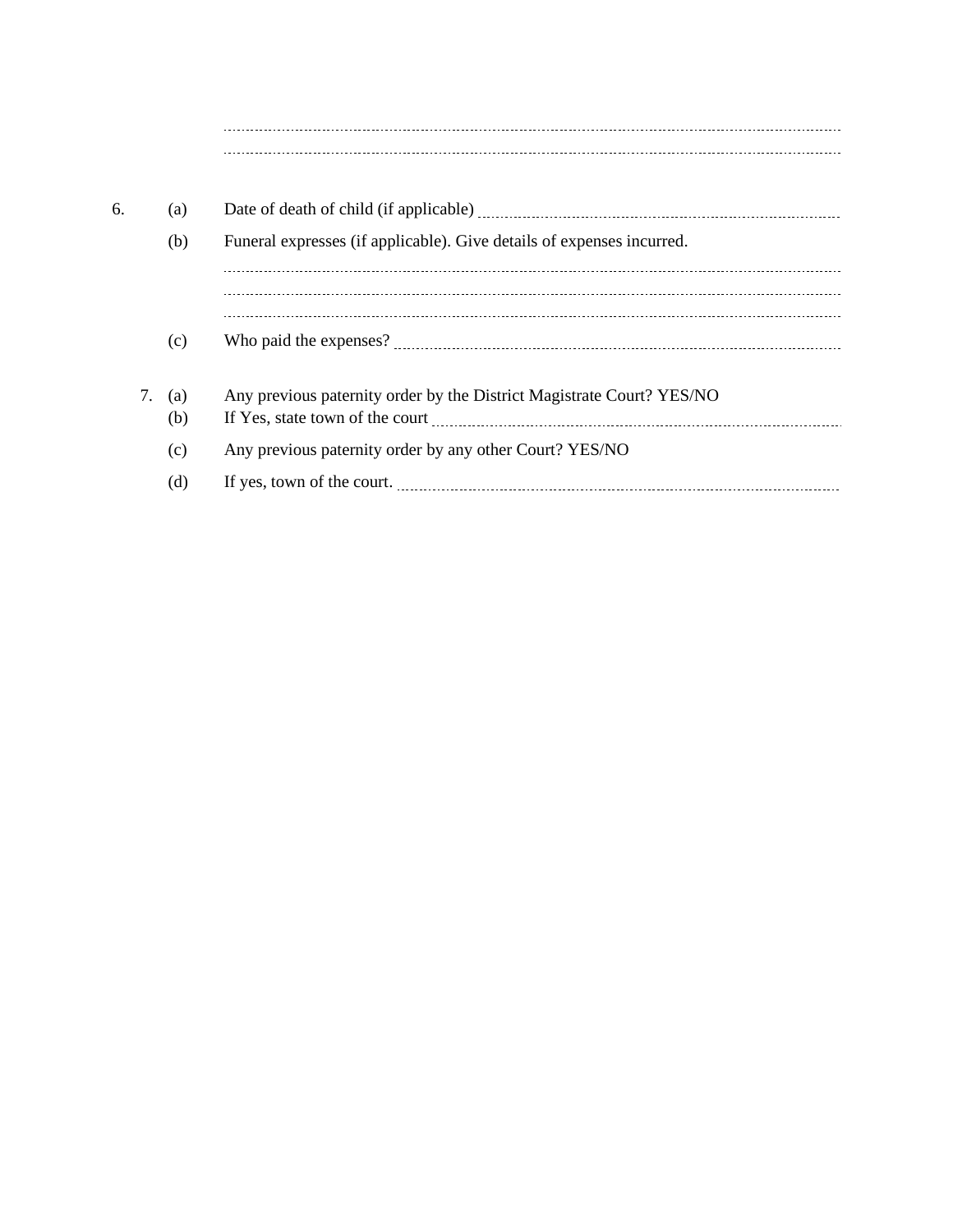..........................................................................................................................................................................

..........................................................................................................................................................................

6. (a) Date of death of child (if applicable) ..........................................................................................

   (b) Funeral expresses (if applicable). Give details of expenses incurred.

   ..........................................................................................................................................................................

   ..........................................................................................................................................................................

   ..........................................................................................................................................................................

   (c) Who paid the expenses? ..........................................................................................

7. (a) Any previous paternity order by the District Magistrate Court? YES/NO

   (b) If Yes, state town of the court ..........................................................................................

   (c) Any previous paternity order by any other Court? YES/NO

   (d) If yes, town of the court. ..........................................................................................